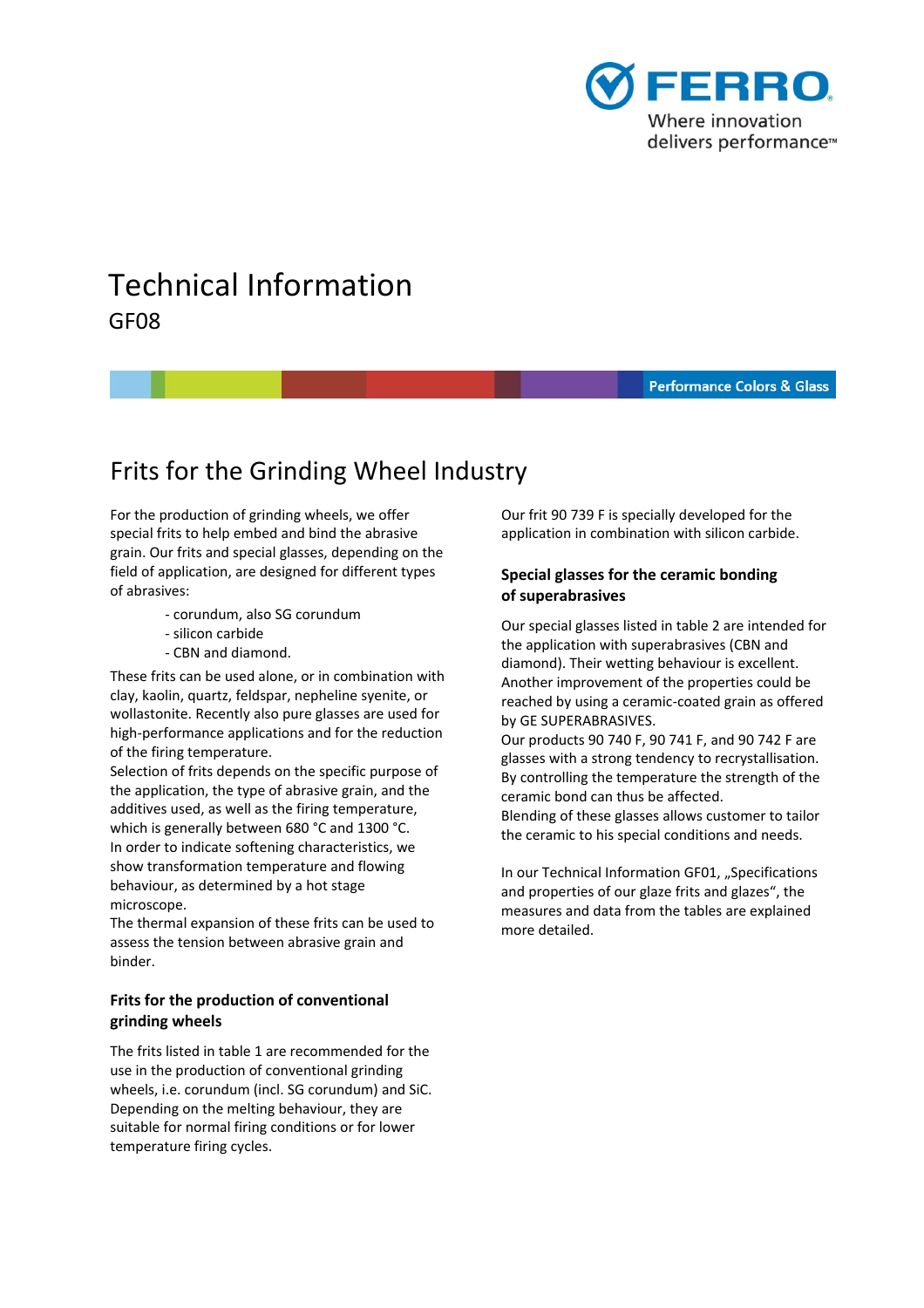FERRO
Where innovation delivers performance™

# Technical Information
GF08

Performance Colors & Glass

## Frits for the Grinding Wheel Industry

For the production of grinding wheels, we offer special frits to help embed and bind the abrasive grain. Our frits and special glasses, depending on the field of application, are designed for different types of abrasives:

- corundum, also SG corundum
- silicon carbide
- CBN and diamond.

These frits can be used alone, or in combination with clay, kaolin, quartz, feldspar, nepheline syenite, or wollastonite. Recently also pure glasses are used for high-performance applications and for the reduction of the firing temperature.

Selection of frits depends on the specific purpose of the application, the type of abrasive grain, and the additives used, as well as the firing temperature, which is generally between 680 °C and 1300 °C.

In order to indicate softening characteristics, we show transformation temperature and flowing behaviour, as determined by a hot stage microscope.

The thermal expansion of these frits can be used to assess the tension between abrasive grain and binder.

### Frits for the production of conventional grinding wheels

The frits listed in table 1 are recommended for the use in the production of conventional grinding wheels, i.e. corundum (incl. SG corundum) and SiC. Depending on the melting behaviour, they are suitable for normal firing conditions or for lower temperature firing cycles.

Our frit 90 739 F is specially developed for the application in combination with silicon carbide.

### Special glasses for the ceramic bonding of superabrasives

Our special glasses listed in table 2 are intended for the application with superabrasives (CBN and diamond). Their wetting behaviour is excellent. Another improvement of the properties could be reached by using a ceramic-coated grain as offered by GE SUPERABRASIVES.

Our products 90 740 F, 90 741 F, and 90 742 F are glasses with a strong tendency to recrystallisation. By controlling the temperature the strength of the ceramic bond can thus be affected.

Blending of these glasses allows customer to tailor the ceramic to his special conditions and needs.

In our Technical Information GF01, „Specifications and properties of our glaze frits and glazes“, the measures and data from the tables are explained more detailed.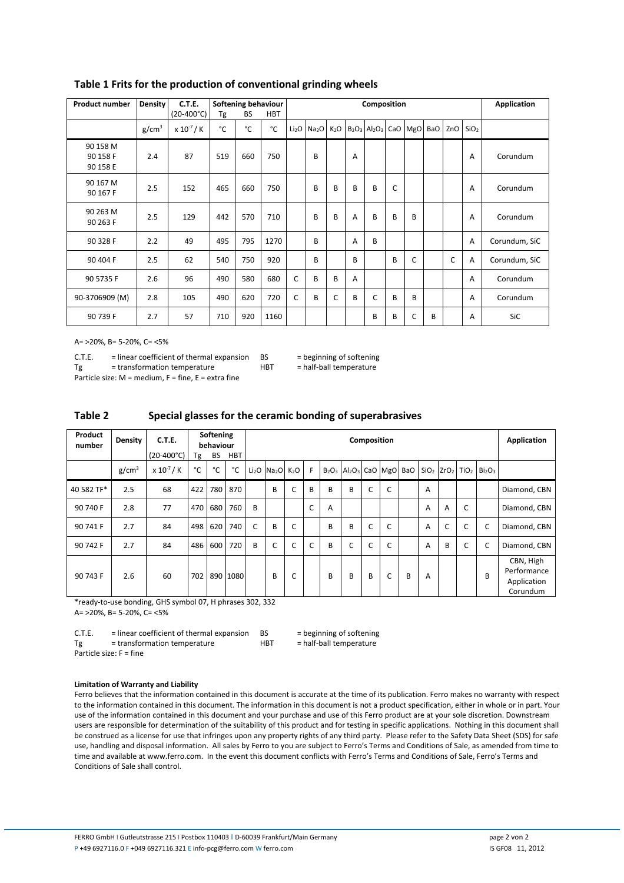## Table 1 Frits for the production of conventional grinding wheels

| Product number | Density | C.T.E. (20-400°C) | Softening behaviour Tg | BS | HBT | Composition $Li_2O$ | $Na_2O$ | $K_2O$ | $B_2O_3$ | $Al_2O_3$ | CaO | MgO | BaO | ZnO | $SiO_2$ | Application |
|---|---|---|---|---|---|---|---|---|---|---|---|---|---|---|---|---|
| | g/cm³ | x $10^{-7}$ / K | °C | °C | °C | | | | | | | | | | | |
| 90 158 M<br>90 158 F<br>90 158 E | 2.4 | 87 | 519 | 660 | 750 | | B | | A | | | | | | A | Corundum |
| 90 167 M<br>90 167 F | 2.5 | 152 | 465 | 660 | 750 | | B | B | B | B | C | | | | A | Corundum |
| 90 263 M<br>90 263 F | 2.5 | 129 | 442 | 570 | 710 | | B | B | A | B | B | B | | | A | Corundum |
| 90 328 F | 2.2 | 49 | 495 | 795 | 1270 | | B | | A | B | | | | | A | Corundum, SiC |
| 90 404 F | 2.5 | 62 | 540 | 750 | 920 | | B | | B | | B | C | | C | A | Corundum, SiC |
| 90 5735 F | 2.6 | 96 | 490 | 580 | 680 | C | B | B | A | | | | | | A | Corundum |
| 90-3706909 (M) | 2.8 | 105 | 490 | 620 | 720 | C | B | C | B | C | B | B | | | A | Corundum |
| 90 739 F | 2.7 | 57 | 710 | 920 | 1160 | | | | | B | B | C | B | | A | SiC |

A= >20%, B= 5-20%, C= <5%

C.T.E. = linear coefficient of thermal expansion BS = beginning of softening
Tg = transformation temperature HBT = half-ball temperature
Particle size: M = medium, F = fine, E = extra fine

## Table 2 Special glasses for the ceramic bonding of superabrasives

| Product number | Density | C.T.E. (20-400°C) | Softening behaviour Tg | BS | HBT | Composition $Li_2O$ | $Na_2O$ | $K_2O$ | F | $B_2O_3$ | $Al_2O_3$ | CaO | MgO | BaO | $SiO_2$ | $ZrO_2$ | $TiO_2$ | $Bi_2O_3$ | Application |
|---|---|---|---|---|---|---|---|---|---|---|---|---|---|---|---|---|---|---|---|
| | g/cm³ | x $10^{-7}$ / K | °C | °C | °C | | | | | | | | | | | | | | |
| 40 582 TF* | 2.5 | 68 | 422 | 780 | 870 | | B | C | B | B | B | C | C | | A | | | | Diamond, CBN |
| 90 740 F | 2.8 | 77 | 470 | 680 | 760 | B | | | C | A | | | | | A | A | C | | Diamond, CBN |
| 90 741 F | 2.7 | 84 | 498 | 620 | 740 | C | B | C | | B | B | C | C | | A | C | C | C | Diamond, CBN |
| 90 742 F | 2.7 | 84 | 486 | 600 | 720 | B | C | C | C | B | C | C | C | | A | B | C | C | Diamond, CBN |
| 90 743 F | 2.6 | 60 | 702 | 890 | 1080 | | B | C | | B | B | B | C | B | A | | | B | CBN, High Performance Application Corundum |

*ready-to-use bonding, GHS symbol 07, H phrases 302, 332
A= >20%, B= 5-20%, C= <5%

C.T.E. = linear coefficient of thermal expansion BS = beginning of softening
Tg = transformation temperature HBT = half-ball temperature
Particle size: F = fine

**Limitation of Warranty and Liability**

Ferro believes that the information contained in this document is accurate at the time of its publication. Ferro makes no warranty with respect to the information contained in this document. The information in this document is not a product specification, either in whole or in part. Your use of the information contained in this document and your purchase and use of this Ferro product are at your sole discretion. Downstream users are responsible for determination of the suitability of this product and for testing in specific applications. Nothing in this document shall be construed as a license for use that infringes upon any property rights of any third party. Please refer to the Safety Data Sheet (SDS) for safe use, handling and disposal information. All sales by Ferro to you are subject to Ferro's Terms and Conditions of Sale, as amended from time to time and available at www.ferro.com. In the event this document conflicts with Ferro's Terms and Conditions of Sale, Ferro's Terms and Conditions of Sale shall control.

FERRO GmbH I Gutleutstrasse 215 I Postbox 110403 I D-60039 Frankfurt/Main Germany
P +49 6927116.0 F +049 6927116.321 E info-pcg@ferro.com W ferro.com

IS GF08 11, 2012